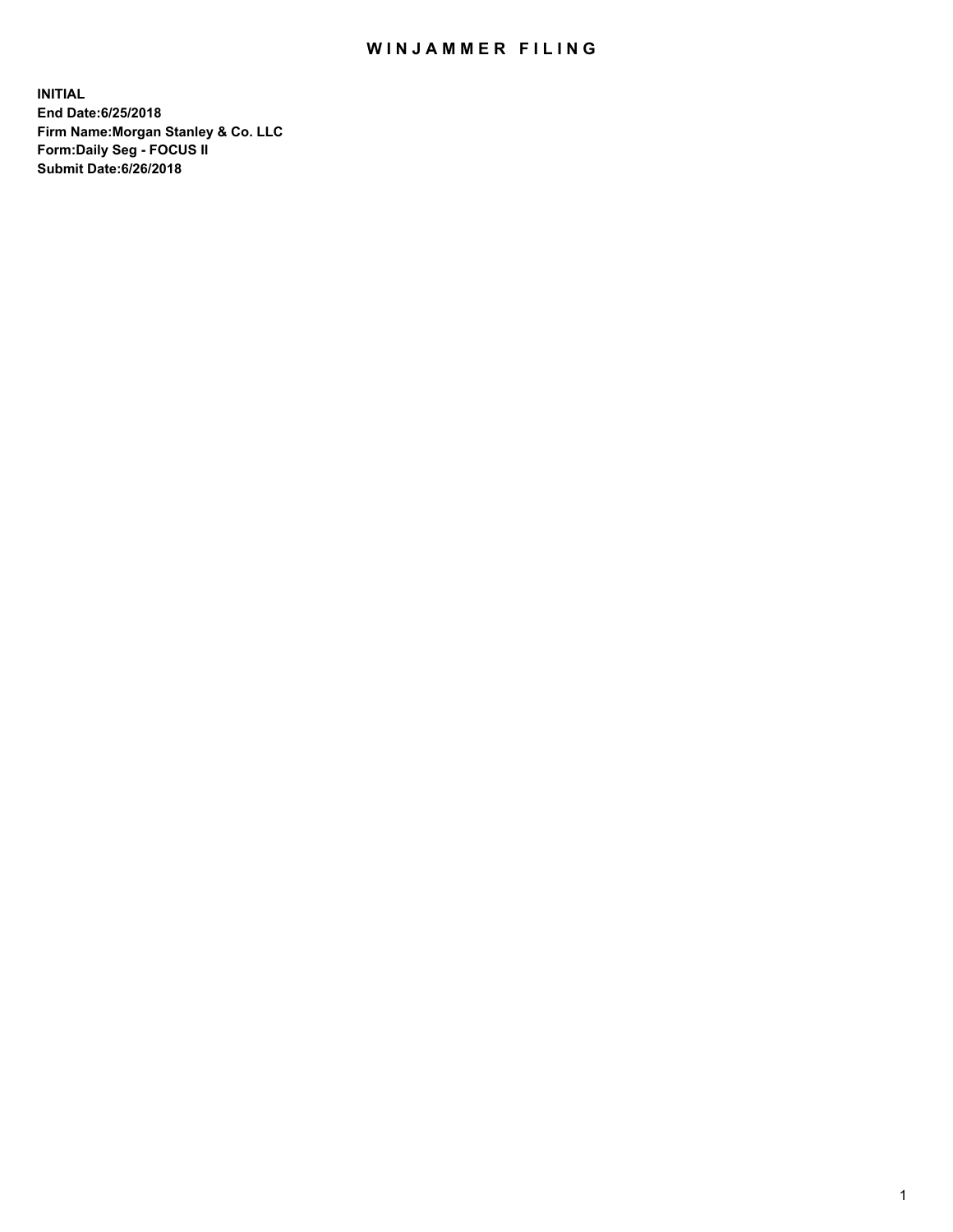# WINJAMMER FILING

**INITIAL**
**End Date:6/25/2018**
**Firm Name:Morgan Stanley & Co. LLC**
**Form:Daily Seg - FOCUS II**
**Submit Date:6/26/2018**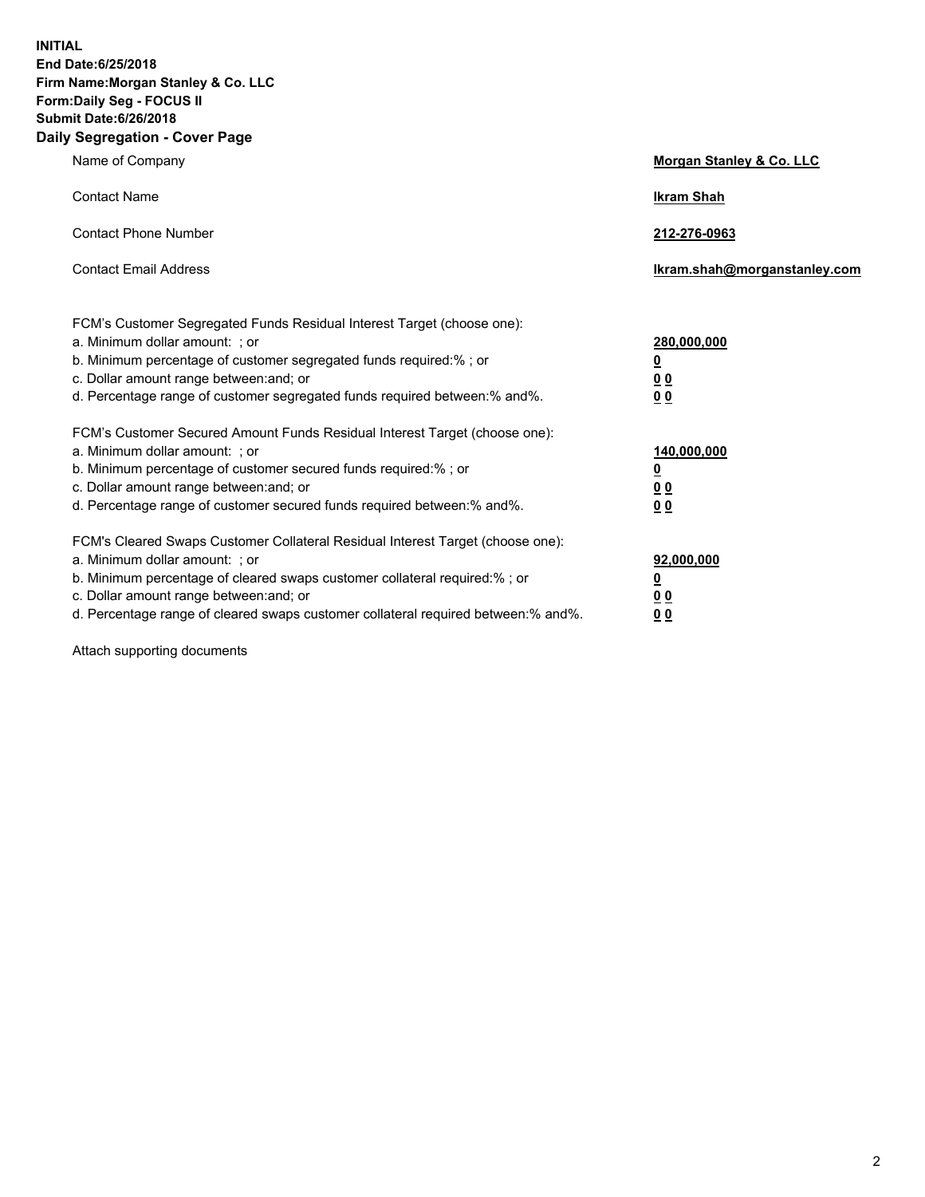**INITIAL**
**End Date:6/25/2018**
**Firm Name:Morgan Stanley & Co. LLC**
**Form:Daily Seg - FOCUS II**
**Submit Date:6/26/2018**
**Daily Segregation - Cover Page**

| | |
|---|---|
| Name of Company | **Morgan Stanley & Co. LLC** |
| Contact Name | **Ikram Shah** |
| Contact Phone Number | **212-276-0963** |
| Contact Email Address | **Ikram.shah@morganstanley.com** |

| | |
|---|---|
| FCM's Customer Segregated Funds Residual Interest Target (choose one): | |
| a. Minimum dollar amount: ; or | **280,000,000** |
| b. Minimum percentage of customer segregated funds required:% ; or | **0** |
| c. Dollar amount range between:and; or | **0 0** |
| d. Percentage range of customer segregated funds required between:% and%. | **0 0** |
| FCM's Customer Secured Amount Funds Residual Interest Target (choose one): | |
| a. Minimum dollar amount: ; or | **140,000,000** |
| b. Minimum percentage of customer secured funds required:% ; or | **0** |
| c. Dollar amount range between:and; or | **0 0** |
| d. Percentage range of customer secured funds required between:% and%. | **0 0** |
| FCM's Cleared Swaps Customer Collateral Residual Interest Target (choose one): | |
| a. Minimum dollar amount: ; or | **92,000,000** |
| b. Minimum percentage of cleared swaps customer collateral required:% ; or | **0** |
| c. Dollar amount range between:and; or | **0 0** |
| d. Percentage range of cleared swaps customer collateral required between:% and%. | **0 0** |

Attach supporting documents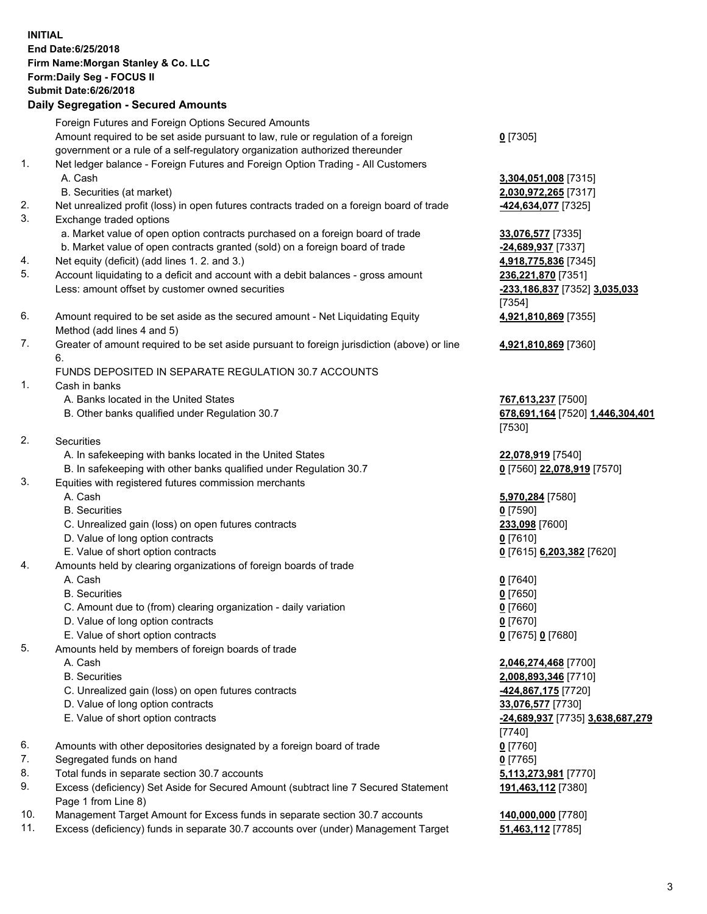**INITIAL**
**End Date:6/25/2018**
**Firm Name:Morgan Stanley & Co. LLC**
**Form:Daily Seg - FOCUS II**
**Submit Date:6/26/2018**
**Daily Segregation - Secured Amounts**

| | | |
|---|---|---|
| | Foreign Futures and Foreign Options Secured Amounts | |
| | Amount required to be set aside pursuant to law, rule or regulation of a foreign government or a rule of a self-regulatory organization authorized thereunder | **0** [7305] |
| 1. | Net ledger balance - Foreign Futures and Foreign Option Trading - All Customers | |
| | A. Cash | **3,304,051,008** [7315] |
| | B. Securities (at market) | **2,030,972,265** [7317] |
| 2. | Net unrealized profit (loss) in open futures contracts traded on a foreign board of trade | **-424,634,077** [7325] |
| 3. | Exchange traded options | |
| | a. Market value of open option contracts purchased on a foreign board of trade | **33,076,577** [7335] |
| | b. Market value of open contracts granted (sold) on a foreign board of trade | **-24,689,937** [7337] |
| 4. | Net equity (deficit) (add lines 1. 2. and 3.) | **4,918,775,836** [7345] |
| 5. | Account liquidating to a deficit and account with a debit balances - gross amount | **236,221,870** [7351] |
| | Less: amount offset by customer owned securities | **-233,186,837** [7352] **3,035,033** [7354] |
| 6. | Amount required to be set aside as the secured amount - Net Liquidating Equity Method (add lines 4 and 5) | **4,921,810,869** [7355] |
| 7. | Greater of amount required to be set aside pursuant to foreign jurisdiction (above) or line 6. | **4,921,810,869** [7360] |
| | FUNDS DEPOSITED IN SEPARATE REGULATION 30.7 ACCOUNTS | |
| 1. | Cash in banks | |
| | A. Banks located in the United States | **767,613,237** [7500] |
| | B. Other banks qualified under Regulation 30.7 | **678,691,164** [7520] **1,446,304,401** [7530] |
| 2. | Securities | |
| | A. In safekeeping with banks located in the United States | **22,078,919** [7540] |
| | B. In safekeeping with other banks qualified under Regulation 30.7 | **0** [7560] **22,078,919** [7570] |
| 3. | Equities with registered futures commission merchants | |
| | A. Cash | **5,970,284** [7580] |
| | B. Securities | **0** [7590] |
| | C. Unrealized gain (loss) on open futures contracts | **233,098** [7600] |
| | D. Value of long option contracts | **0** [7610] |
| | E. Value of short option contracts | **0** [7615] **6,203,382** [7620] |
| 4. | Amounts held by clearing organizations of foreign boards of trade | |
| | A. Cash | **0** [7640] |
| | B. Securities | **0** [7650] |
| | C. Amount due to (from) clearing organization - daily variation | **0** [7660] |
| | D. Value of long option contracts | **0** [7670] |
| | E. Value of short option contracts | **0** [7675] **0** [7680] |
| 5. | Amounts held by members of foreign boards of trade | |
| | A. Cash | **2,046,274,468** [7700] |
| | B. Securities | **2,008,893,346** [7710] |
| | C. Unrealized gain (loss) on open futures contracts | **-424,867,175** [7720] |
| | D. Value of long option contracts | **33,076,577** [7730] |
| | E. Value of short option contracts | **-24,689,937** [7735] **3,638,687,279** [7740] |
| 6. | Amounts with other depositories designated by a foreign board of trade | **0** [7760] |
| 7. | Segregated funds on hand | **0** [7765] |
| 8. | Total funds in separate section 30.7 accounts | **5,113,273,981** [7770] |
| 9. | Excess (deficiency) Set Aside for Secured Amount (subtract line 7 Secured Statement Page 1 from Line 8) | **191,463,112** [7380] |
| 10. | Management Target Amount for Excess funds in separate section 30.7 accounts | **140,000,000** [7780] |
| 11. | Excess (deficiency) funds in separate 30.7 accounts over (under) Management Target | **51,463,112** [7785] |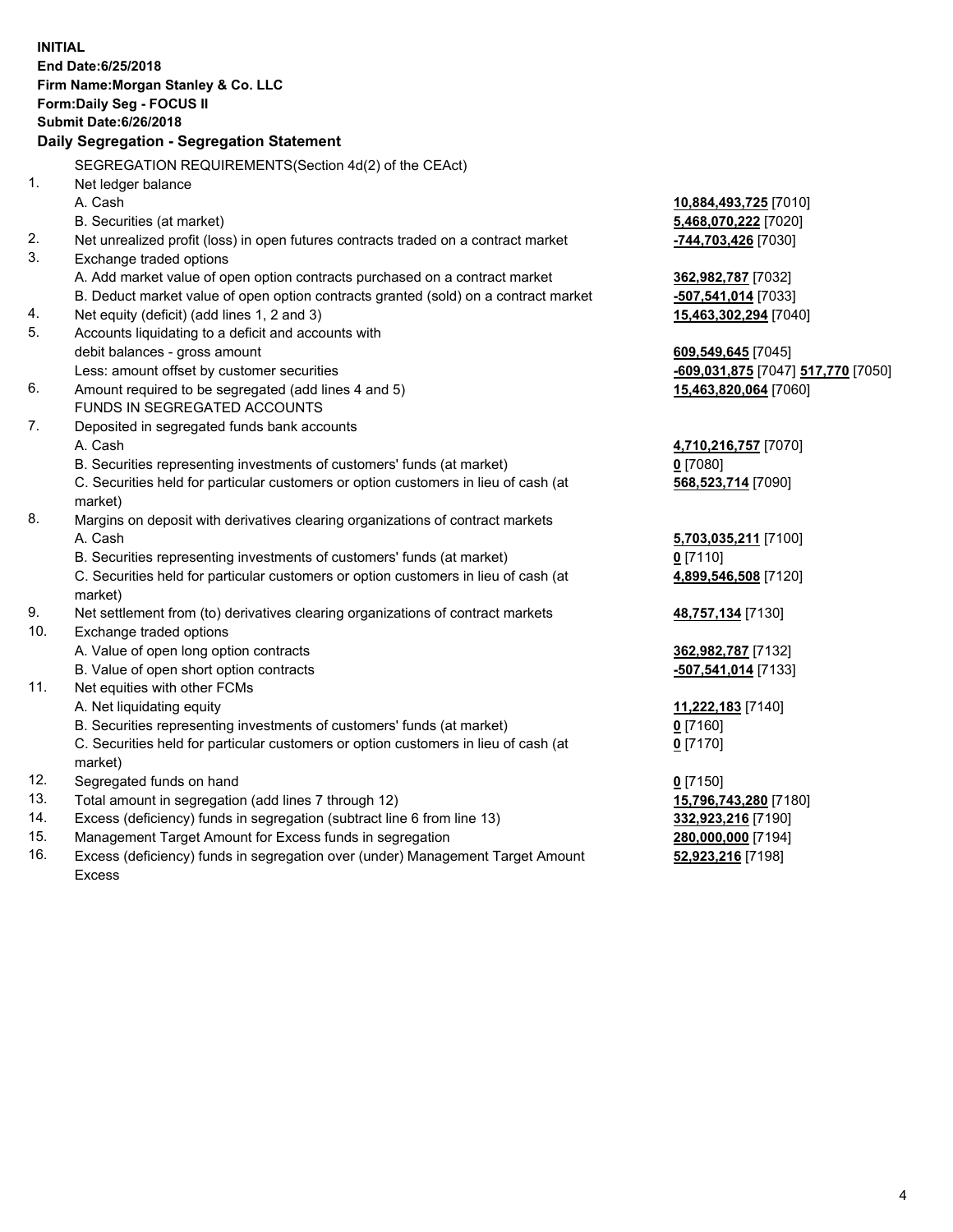**INITIAL**
**End Date:6/25/2018**
**Firm Name:Morgan Stanley & Co. LLC**
**Form:Daily Seg - FOCUS II**
**Submit Date:6/26/2018**

**Daily Segregation - Segregation Statement**

SEGREGATION REQUIREMENTS(Section 4d(2) of the CEAct)

| | | |
|---|---|---|
| 1. | Net ledger balance | |
| | A. Cash | **10,884,493,725** [7010] |
| | B. Securities (at market) | **5,468,070,222** [7020] |
| 2. | Net unrealized profit (loss) in open futures contracts traded on a contract market | **-744,703,426** [7030] |
| 3. | Exchange traded options | |
| | A. Add market value of open option contracts purchased on a contract market | **362,982,787** [7032] |
| | B. Deduct market value of open option contracts granted (sold) on a contract market | **-507,541,014** [7033] |
| 4. | Net equity (deficit) (add lines 1, 2 and 3) | **15,463,302,294** [7040] |
| 5. | Accounts liquidating to a deficit and accounts with debit balances - gross amount | **609,549,645** [7045] |
| | Less: amount offset by customer securities | **-609,031,875** [7047] **517,770** [7050] |
| 6. | Amount required to be segregated (add lines 4 and 5) | **15,463,820,064** [7060] |
| | FUNDS IN SEGREGATED ACCOUNTS | |
| 7. | Deposited in segregated funds bank accounts | |
| | A. Cash | **4,710,216,757** [7070] |
| | B. Securities representing investments of customers' funds (at market) | **0** [7080] |
| | C. Securities held for particular customers or option customers in lieu of cash (at market) | **568,523,714** [7090] |
| 8. | Margins on deposit with derivatives clearing organizations of contract markets | |
| | A. Cash | **5,703,035,211** [7100] |
| | B. Securities representing investments of customers' funds (at market) | **0** [7110] |
| | C. Securities held for particular customers or option customers in lieu of cash (at market) | **4,899,546,508** [7120] |
| 9. | Net settlement from (to) derivatives clearing organizations of contract markets | **48,757,134** [7130] |
| 10. | Exchange traded options | |
| | A. Value of open long option contracts | **362,982,787** [7132] |
| | B. Value of open short option contracts | **-507,541,014** [7133] |
| 11. | Net equities with other FCMs | |
| | A. Net liquidating equity | **11,222,183** [7140] |
| | B. Securities representing investments of customers' funds (at market) | **0** [7160] |
| | C. Securities held for particular customers or option customers in lieu of cash (at market) | **0** [7170] |
| 12. | Segregated funds on hand | **0** [7150] |
| 13. | Total amount in segregation (add lines 7 through 12) | **15,796,743,280** [7180] |
| 14. | Excess (deficiency) funds in segregation (subtract line 6 from line 13) | **332,923,216** [7190] |
| 15. | Management Target Amount for Excess funds in segregation | **280,000,000** [7194] |
| 16. | Excess (deficiency) funds in segregation over (under) Management Target Amount Excess | **52,923,216** [7198] |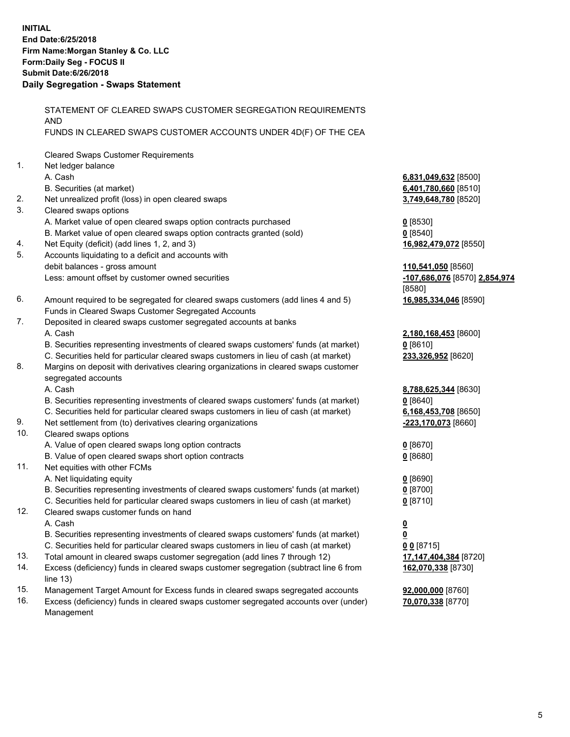**INITIAL**
**End Date:6/25/2018**
**Firm Name:Morgan Stanley & Co. LLC**
**Form:Daily Seg - FOCUS II**
**Submit Date:6/26/2018**
**Daily Segregation - Swaps Statement**

STATEMENT OF CLEARED SWAPS CUSTOMER SEGREGATION REQUIREMENTS AND FUNDS IN CLEARED SWAPS CUSTOMER ACCOUNTS UNDER 4D(F) OF THE CEA

| | | |
|---|---|---|
| | Cleared Swaps Customer Requirements | |
| 1. | Net ledger balance | |
| | A. Cash | **6,831,049,632** [8500] |
| | B. Securities (at market) | **6,401,780,660** [8510] |
| 2. | Net unrealized profit (loss) in open cleared swaps | **3,749,648,780** [8520] |
| 3. | Cleared swaps options | |
| | A. Market value of open cleared swaps option contracts purchased | **0** [8530] |
| | B. Market value of open cleared swaps option contracts granted (sold) | **0** [8540] |
| 4. | Net Equity (deficit) (add lines 1, 2, and 3) | **16,982,479,072** [8550] |
| 5. | Accounts liquidating to a deficit and accounts with debit balances - gross amount | **110,541,050** [8560] |
| | Less: amount offset by customer owned securities | **-107,686,076** [8570] **2,854,974** [8580] |
| 6. | Amount required to be segregated for cleared swaps customers (add lines 4 and 5) | **16,985,334,046** [8590] |
| | Funds in Cleared Swaps Customer Segregated Accounts | |
| 7. | Deposited in cleared swaps customer segregated accounts at banks | |
| | A. Cash | **2,180,168,453** [8600] |
| | B. Securities representing investments of cleared swaps customers' funds (at market) | **0** [8610] |
| | C. Securities held for particular cleared swaps customers in lieu of cash (at market) | **233,326,952** [8620] |
| 8. | Margins on deposit with derivatives clearing organizations in cleared swaps customer segregated accounts | |
| | A. Cash | **8,788,625,344** [8630] |
| | B. Securities representing investments of cleared swaps customers' funds (at market) | **0** [8640] |
| | C. Securities held for particular cleared swaps customers in lieu of cash (at market) | **6,168,453,708** [8650] |
| 9. | Net settlement from (to) derivatives clearing organizations | **-223,170,073** [8660] |
| 10. | Cleared swaps options | |
| | A. Value of open cleared swaps long option contracts | **0** [8670] |
| | B. Value of open cleared swaps short option contracts | **0** [8680] |
| 11. | Net equities with other FCMs | |
| | A. Net liquidating equity | **0** [8690] |
| | B. Securities representing investments of cleared swaps customers' funds (at market) | **0** [8700] |
| | C. Securities held for particular cleared swaps customers in lieu of cash (at market) | **0** [8710] |
| 12. | Cleared swaps customer funds on hand | |
| | A. Cash | **0** |
| | B. Securities representing investments of cleared swaps customers' funds (at market) | **0** |
| | C. Securities held for particular cleared swaps customers in lieu of cash (at market) | **0** **0** [8715] |
| 13. | Total amount in cleared swaps customer segregation (add lines 7 through 12) | **17,147,404,384** [8720] |
| 14. | Excess (deficiency) funds in cleared swaps customer segregation (subtract line 6 from line 13) | **162,070,338** [8730] |
| 15. | Management Target Amount for Excess funds in cleared swaps segregated accounts | **92,000,000** [8760] |
| 16. | Excess (deficiency) funds in cleared swaps customer segregated accounts over (under) Management | **70,070,338** [8770] |